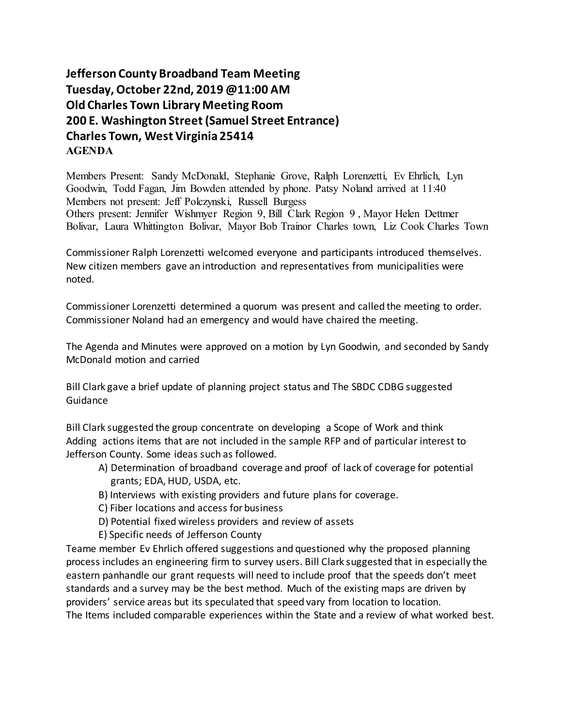**Jefferson County Broadband Team Meeting**
**Tuesday, October 22nd, 2019 @11:00 AM**
**Old Charles Town Library Meeting Room**
**200 E. Washington Street (Samuel Street Entrance)**
**Charles Town, West Virginia 25414**
**AGENDA**

Members Present: Sandy McDonald, Stephanie Grove, Ralph Lorenzetti, Ev Ehrlich, Lyn Goodwin, Todd Fagan, Jim Bowden attended by phone. Patsy Noland arrived at 11:40
Members not present: Jeff Polczynski, Russell Burgess
Others present: Jennifer Wishmyer Region 9, Bill Clark Region 9 , Mayor Helen Dettmer Bolivar, Laura Whittington Bolivar, Mayor Bob Trainor Charles town, Liz Cook Charles Town

Commissioner Ralph Lorenzetti welcomed everyone and participants introduced themselves. New citizen members gave an introduction and representatives from municipalities were noted.

Commissioner Lorenzetti determined a quorum was present and called the meeting to order. Commissioner Noland had an emergency and would have chaired the meeting.

The Agenda and Minutes were approved on a motion by Lyn Goodwin, and seconded by Sandy McDonald motion and carried

Bill Clark gave a brief update of planning project status and The SBDC CDBG suggested Guidance

Bill Clark suggested the group concentrate on developing a Scope of Work and think Adding actions items that are not included in the sample RFP and of particular interest to Jefferson County. Some ideas such as followed.

A) Determination of broadband coverage and proof of lack of coverage for potential grants; EDA, HUD, USDA, etc.
B) Interviews with existing providers and future plans for coverage.
C) Fiber locations and access for business
D) Potential fixed wireless providers and review of assets
E) Specific needs of Jefferson County

Teame member Ev Ehrlich offered suggestions and questioned why the proposed planning process includes an engineering firm to survey users. Bill Clark suggested that in especially the eastern panhandle our grant requests will need to include proof that the speeds don't meet standards and a survey may be the best method. Much of the existing maps are driven by providers' service areas but its speculated that speed vary from location to location.
The Items included comparable experiences within the State and a review of what worked best.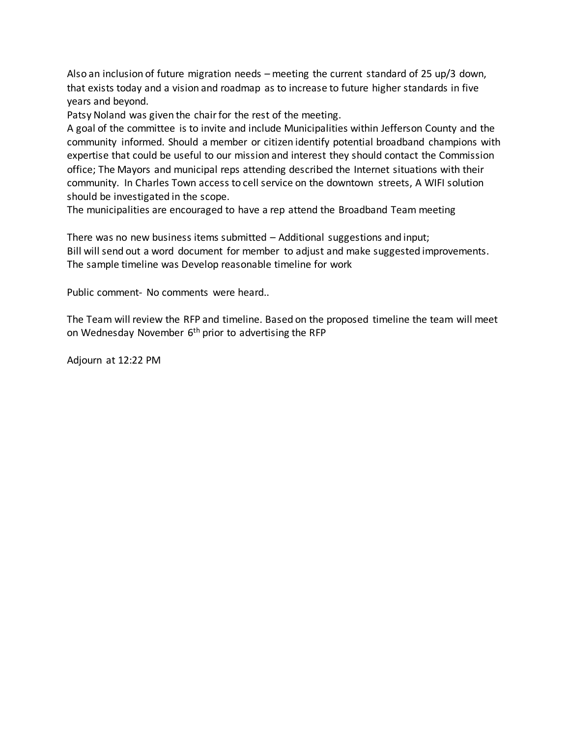Also an inclusion of future migration needs – meeting the current standard of 25 up/3 down, that exists today and a vision and roadmap as to increase to future higher standards in five years and beyond.

Patsy Noland was given the chair for the rest of the meeting.

A goal of the committee is to invite and include Municipalities within Jefferson County and the community informed. Should a member or citizen identify potential broadband champions with expertise that could be useful to our mission and interest they should contact the Commission office; The Mayors and municipal reps attending described the Internet situations with their community. In Charles Town access to cell service on the downtown streets, A WIFI solution should be investigated in the scope.

The municipalities are encouraged to have a rep attend the Broadband Team meeting

There was no new business items submitted – Additional suggestions and input;
Bill will send out a word document for member to adjust and make suggested improvements.
The sample timeline was Develop reasonable timeline for work

Public comment- No comments were heard..

The Team will review the RFP and timeline. Based on the proposed timeline the team will meet on Wednesday November 6th prior to advertising the RFP

Adjourn at 12:22 PM